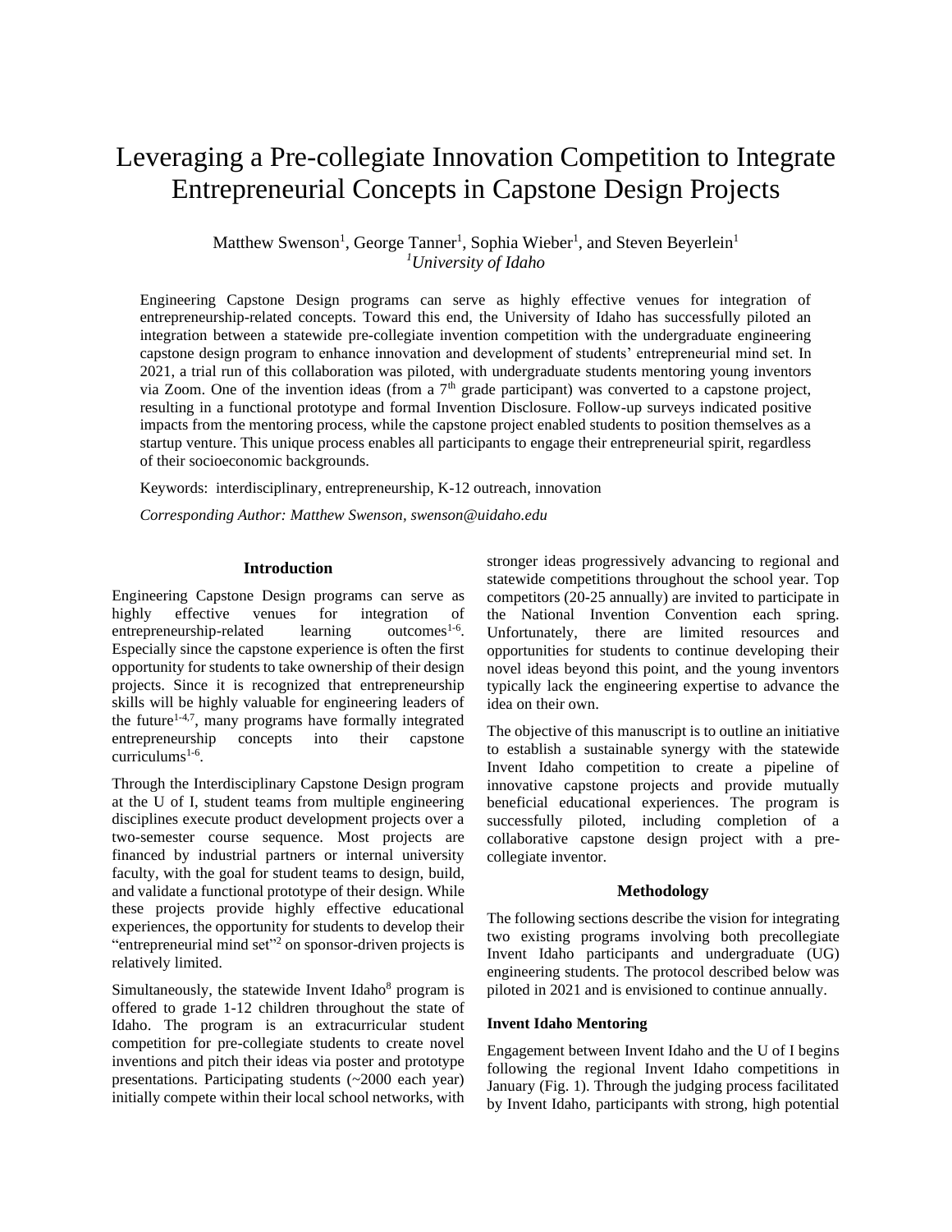# Leveraging a Pre-collegiate Innovation Competition to Integrate Entrepreneurial Concepts in Capstone Design Projects

Matthew Swenson[1], George Tanner[1], Sophia Wieber[1], and Steven Beyerlein[1]
*[1]University of Idaho*

Engineering Capstone Design programs can serve as highly effective venues for integration of entrepreneurship-related concepts. Toward this end, the University of Idaho has successfully piloted an integration between a statewide pre-collegiate invention competition with the undergraduate engineering capstone design program to enhance innovation and development of students' entrepreneurial mind set. In 2021, a trial run of this collaboration was piloted, with undergraduate students mentoring young inventors via Zoom. One of the invention ideas (from a 7th grade participant) was converted to a capstone project, resulting in a functional prototype and formal Invention Disclosure. Follow-up surveys indicated positive impacts from the mentoring process, while the capstone project enabled students to position themselves as a startup venture. This unique process enables all participants to engage their entrepreneurial spirit, regardless of their socioeconomic backgrounds.

Keywords: interdisciplinary, entrepreneurship, K-12 outreach, innovation

*Corresponding Author: Matthew Swenson, swenson@uidaho.edu*

## Introduction

Engineering Capstone Design programs can serve as highly effective venues for integration of entrepreneurship-related learning outcomes[1-6]. Especially since the capstone experience is often the first opportunity for students to take ownership of their design projects. Since it is recognized that entrepreneurship skills will be highly valuable for engineering leaders of the future[1-4,7], many programs have formally integrated entrepreneurship concepts into their capstone curriculums[1-6].

Through the Interdisciplinary Capstone Design program at the U of I, student teams from multiple engineering disciplines execute product development projects over a two-semester course sequence. Most projects are financed by industrial partners or internal university faculty, with the goal for student teams to design, build, and validate a functional prototype of their design. While these projects provide highly effective educational experiences, the opportunity for students to develop their "entrepreneurial mind set"[2] on sponsor-driven projects is relatively limited.

Simultaneously, the statewide Invent Idaho[8] program is offered to grade 1-12 children throughout the state of Idaho. The program is an extracurricular student competition for pre-collegiate students to create novel inventions and pitch their ideas via poster and prototype presentations. Participating students (~2000 each year) initially compete within their local school networks, with stronger ideas progressively advancing to regional and statewide competitions throughout the school year. Top competitors (20-25 annually) are invited to participate in the National Invention Convention each spring. Unfortunately, there are limited resources and opportunities for students to continue developing their novel ideas beyond this point, and the young inventors typically lack the engineering expertise to advance the idea on their own.

The objective of this manuscript is to outline an initiative to establish a sustainable synergy with the statewide Invent Idaho competition to create a pipeline of innovative capstone projects and provide mutually beneficial educational experiences. The program is successfully piloted, including completion of a collaborative capstone design project with a pre-collegiate inventor.

## Methodology

The following sections describe the vision for integrating two existing programs involving both precollegiate Invent Idaho participants and undergraduate (UG) engineering students. The protocol described below was piloted in 2021 and is envisioned to continue annually.

### Invent Idaho Mentoring

Engagement between Invent Idaho and the U of I begins following the regional Invent Idaho competitions in January (Fig. 1). Through the judging process facilitated by Invent Idaho, participants with strong, high potential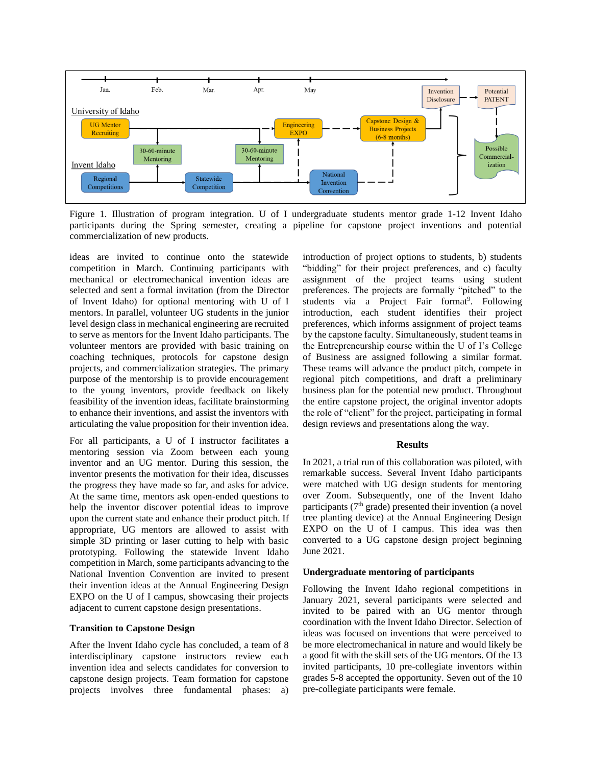Figure 1. Illustration of program integration. U of I undergraduate students mentor grade 1-12 Invent Idaho participants during the Spring semester, creating a pipeline for capstone project inventions and potential commercialization of new products.

ideas are invited to continue onto the statewide competition in March. Continuing participants with mechanical or electromechanical invention ideas are selected and sent a formal invitation (from the Director of Invent Idaho) for optional mentoring with U of I mentors. In parallel, volunteer UG students in the junior level design class in mechanical engineering are recruited to serve as mentors for the Invent Idaho participants. The volunteer mentors are provided with basic training on coaching techniques, protocols for capstone design projects, and commercialization strategies. The primary purpose of the mentorship is to provide encouragement to the young inventors, provide feedback on likely feasibility of the invention ideas, facilitate brainstorming to enhance their inventions, and assist the inventors with articulating the value proposition for their invention idea.

For all participants, a U of I instructor facilitates a mentoring session via Zoom between each young inventor and an UG mentor. During this session, the inventor presents the motivation for their idea, discusses the progress they have made so far, and asks for advice. At the same time, mentors ask open-ended questions to help the inventor discover potential ideas to improve upon the current state and enhance their product pitch. If appropriate, UG mentors are allowed to assist with simple 3D printing or laser cutting to help with basic prototyping. Following the statewide Invent Idaho competition in March, some participants advancing to the National Invention Convention are invited to present their invention ideas at the Annual Engineering Design EXPO on the U of I campus, showcasing their projects adjacent to current capstone design presentations.

### Transition to Capstone Design

After the Invent Idaho cycle has concluded, a team of 8 interdisciplinary capstone instructors review each invention idea and selects candidates for conversion to capstone design projects. Team formation for capstone projects involves three fundamental phases: a) introduction of project options to students, b) students "bidding" for their project preferences, and c) faculty assignment of the project teams using student preferences. The projects are formally "pitched" to the students via a Project Fair format[9]. Following introduction, each student identifies their project preferences, which informs assignment of project teams by the capstone faculty. Simultaneously, student teams in the Entrepreneurship course within the U of I's College of Business are assigned following a similar format. These teams will advance the product pitch, compete in regional pitch competitions, and draft a preliminary business plan for the potential new product. Throughout the entire capstone project, the original inventor adopts the role of "client" for the project, participating in formal design reviews and presentations along the way.

## Results

In 2021, a trial run of this collaboration was piloted, with remarkable success. Several Invent Idaho participants were matched with UG design students for mentoring over Zoom. Subsequently, one of the Invent Idaho participants (7th grade) presented their invention (a novel tree planting device) at the Annual Engineering Design EXPO on the U of I campus. This idea was then converted to a UG capstone design project beginning June 2021.

### Undergraduate mentoring of participants

Following the Invent Idaho regional competitions in January 2021, several participants were selected and invited to be paired with an UG mentor through coordination with the Invent Idaho Director. Selection of ideas was focused on inventions that were perceived to be more electromechanical in nature and would likely be a good fit with the skill sets of the UG mentors. Of the 13 invited participants, 10 pre-collegiate inventors within grades 5-8 accepted the opportunity. Seven out of the 10 pre-collegiate participants were female.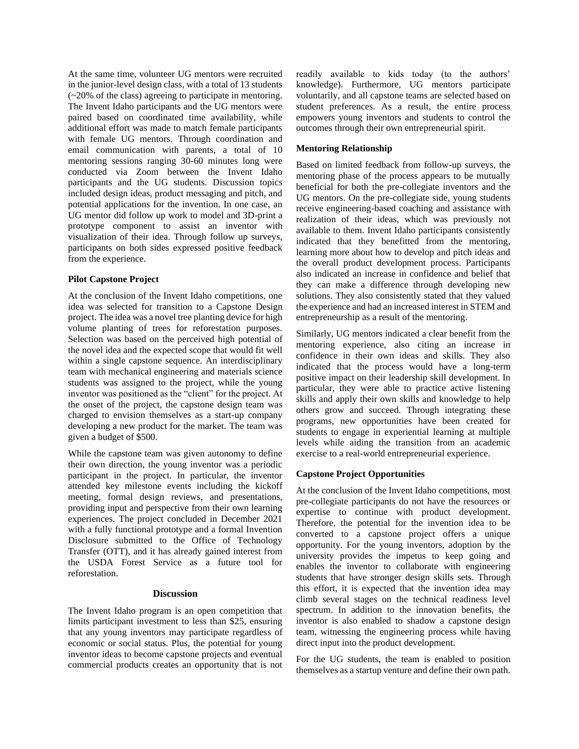At the same time, volunteer UG mentors were recruited in the junior-level design class, with a total of 13 students (~20% of the class) agreeing to participate in mentoring. The Invent Idaho participants and the UG mentors were paired based on coordinated time availability, while additional effort was made to match female participants with female UG mentors. Through coordination and email communication with parents, a total of 10 mentoring sessions ranging 30-60 minutes long were conducted via Zoom between the Invent Idaho participants and the UG students. Discussion topics included design ideas, product messaging and pitch, and potential applications for the invention. In one case, an UG mentor did follow up work to model and 3D-print a prototype component to assist an inventor with visualization of their idea. Through follow up surveys, participants on both sides expressed positive feedback from the experience.

**Pilot Capstone Project**

At the conclusion of the Invent Idaho competitions, one idea was selected for transition to a Capstone Design project. The idea was a novel tree planting device for high volume planting of trees for reforestation purposes. Selection was based on the perceived high potential of the novel idea and the expected scope that would fit well within a single capstone sequence. An interdisciplinary team with mechanical engineering and materials science students was assigned to the project, while the young inventor was positioned as the "client" for the project. At the onset of the project, the capstone design team was charged to envision themselves as a start-up company developing a new product for the market. The team was given a budget of $500.

While the capstone team was given autonomy to define their own direction, the young inventor was a periodic participant in the project. In particular, the inventor attended key milestone events including the kickoff meeting, formal design reviews, and presentations, providing input and perspective from their own learning experiences. The project concluded in December 2021 with a fully functional prototype and a formal Invention Disclosure submitted to the Office of Technology Transfer (OTT), and it has already gained interest from the USDA Forest Service as a future tool for reforestation.

## Discussion

The Invent Idaho program is an open competition that limits participant investment to less than $25, ensuring that any young inventors may participate regardless of economic or social status. Plus, the potential for young inventor ideas to become capstone projects and eventual commercial products creates an opportunity that is not readily available to kids today (to the authors' knowledge). Furthermore, UG mentors participate voluntarily, and all capstone teams are selected based on student preferences. As a result, the entire process empowers young inventors and students to control the outcomes through their own entrepreneurial spirit.

**Mentoring Relationship**

Based on limited feedback from follow-up surveys, the mentoring phase of the process appears to be mutually beneficial for both the pre-collegiate inventors and the UG mentors. On the pre-collegiate side, young students receive engineering-based coaching and assistance with realization of their ideas, which was previously not available to them. Invent Idaho participants consistently indicated that they benefitted from the mentoring, learning more about how to develop and pitch ideas and the overall product development process. Participants also indicated an increase in confidence and belief that they can make a difference through developing new solutions. They also consistently stated that they valued the experience and had an increased interest in STEM and entrepreneurship as a result of the mentoring.

Similarly, UG mentors indicated a clear benefit from the mentoring experience, also citing an increase in confidence in their own ideas and skills. They also indicated that the process would have a long-term positive impact on their leadership skill development. In particular, they were able to practice active listening skills and apply their own skills and knowledge to help others grow and succeed. Through integrating these programs, new opportunities have been created for students to engage in experiential learning at multiple levels while aiding the transition from an academic exercise to a real-world entrepreneurial experience.

**Capstone Project Opportunities**

At the conclusion of the Invent Idaho competitions, most pre-collegiate participants do not have the resources or expertise to continue with product development. Therefore, the potential for the invention idea to be converted to a capstone project offers a unique opportunity. For the young inventors, adoption by the university provides the impetus to keep going and enables the inventor to collaborate with engineering students that have stronger design skills sets. Through this effort, it is expected that the invention idea may climb several stages on the technical readiness level spectrum. In addition to the innovation benefits, the inventor is also enabled to shadow a capstone design team, witnessing the engineering process while having direct input into the product development.

For the UG students, the team is enabled to position themselves as a startup venture and define their own path.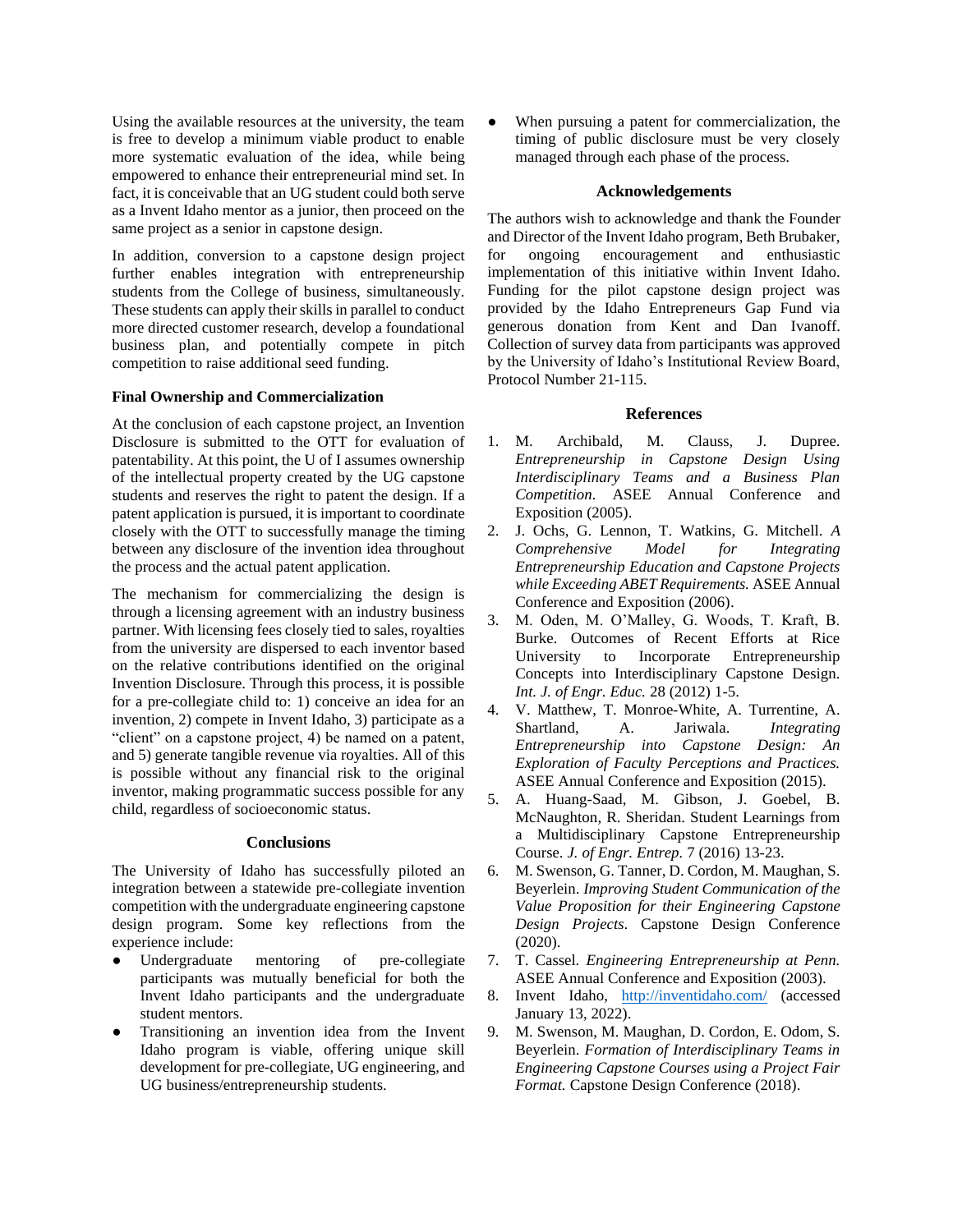Using the available resources at the university, the team is free to develop a minimum viable product to enable more systematic evaluation of the idea, while being empowered to enhance their entrepreneurial mind set. In fact, it is conceivable that an UG student could both serve as a Invent Idaho mentor as a junior, then proceed on the same project as a senior in capstone design.

In addition, conversion to a capstone design project further enables integration with entrepreneurship students from the College of business, simultaneously. These students can apply their skills in parallel to conduct more directed customer research, develop a foundational business plan, and potentially compete in pitch competition to raise additional seed funding.

**Final Ownership and Commercialization**

At the conclusion of each capstone project, an Invention Disclosure is submitted to the OTT for evaluation of patentability. At this point, the U of I assumes ownership of the intellectual property created by the UG capstone students and reserves the right to patent the design. If a patent application is pursued, it is important to coordinate closely with the OTT to successfully manage the timing between any disclosure of the invention idea throughout the process and the actual patent application.

The mechanism for commercializing the design is through a licensing agreement with an industry business partner. With licensing fees closely tied to sales, royalties from the university are dispersed to each inventor based on the relative contributions identified on the original Invention Disclosure. Through this process, it is possible for a pre-collegiate child to: 1) conceive an idea for an invention, 2) compete in Invent Idaho, 3) participate as a "client" on a capstone project, 4) be named on a patent, and 5) generate tangible revenue via royalties. All of this is possible without any financial risk to the original inventor, making programmatic success possible for any child, regardless of socioeconomic status.

## Conclusions

The University of Idaho has successfully piloted an integration between a statewide pre-collegiate invention competition with the undergraduate engineering capstone design program. Some key reflections from the experience include:

- Undergraduate mentoring of pre-collegiate participants was mutually beneficial for both the Invent Idaho participants and the undergraduate student mentors.
- Transitioning an invention idea from the Invent Idaho program is viable, offering unique skill development for pre-collegiate, UG engineering, and UG business/entrepreneurship students.
- When pursuing a patent for commercialization, the timing of public disclosure must be very closely managed through each phase of the process.

## Acknowledgements

The authors wish to acknowledge and thank the Founder and Director of the Invent Idaho program, Beth Brubaker, for ongoing encouragement and enthusiastic implementation of this initiative within Invent Idaho. Funding for the pilot capstone design project was provided by the Idaho Entrepreneurs Gap Fund via generous donation from Kent and Dan Ivanoff. Collection of survey data from participants was approved by the University of Idaho's Institutional Review Board, Protocol Number 21-115.

## References

1. M. Archibald, M. Clauss, J. Dupree. *Entrepreneurship in Capstone Design Using Interdisciplinary Teams and a Business Plan Competition*. ASEE Annual Conference and Exposition (2005).
2. J. Ochs, G. Lennon, T. Watkins, G. Mitchell. *A Comprehensive Model for Integrating Entrepreneurship Education and Capstone Projects while Exceeding ABET Requirements.* ASEE Annual Conference and Exposition (2006).
3. M. Oden, M. O'Malley, G. Woods, T. Kraft, B. Burke. Outcomes of Recent Efforts at Rice University to Incorporate Entrepreneurship Concepts into Interdisciplinary Capstone Design. *Int. J. of Engr. Educ.* 28 (2012) 1-5.
4. V. Matthew, T. Monroe-White, A. Turrentine, A. Shartland, A. Jariwala. *Integrating Entrepreneurship into Capstone Design: An Exploration of Faculty Perceptions and Practices.* ASEE Annual Conference and Exposition (2015).
5. A. Huang-Saad, M. Gibson, J. Goebel, B. McNaughton, R. Sheridan. Student Learnings from a Multidisciplinary Capstone Entrepreneurship Course. *J. of Engr. Entrep.* 7 (2016) 13-23.
6. M. Swenson, G. Tanner, D. Cordon, M. Maughan, S. Beyerlein. *Improving Student Communication of the Value Proposition for their Engineering Capstone Design Projects.* Capstone Design Conference (2020).
7. T. Cassel. *Engineering Entrepreneurship at Penn.* ASEE Annual Conference and Exposition (2003).
8. Invent Idaho, http://inventidaho.com/ (accessed January 13, 2022).
9. M. Swenson, M. Maughan, D. Cordon, E. Odom, S. Beyerlein. *Formation of Interdisciplinary Teams in Engineering Capstone Courses using a Project Fair Format.* Capstone Design Conference (2018).